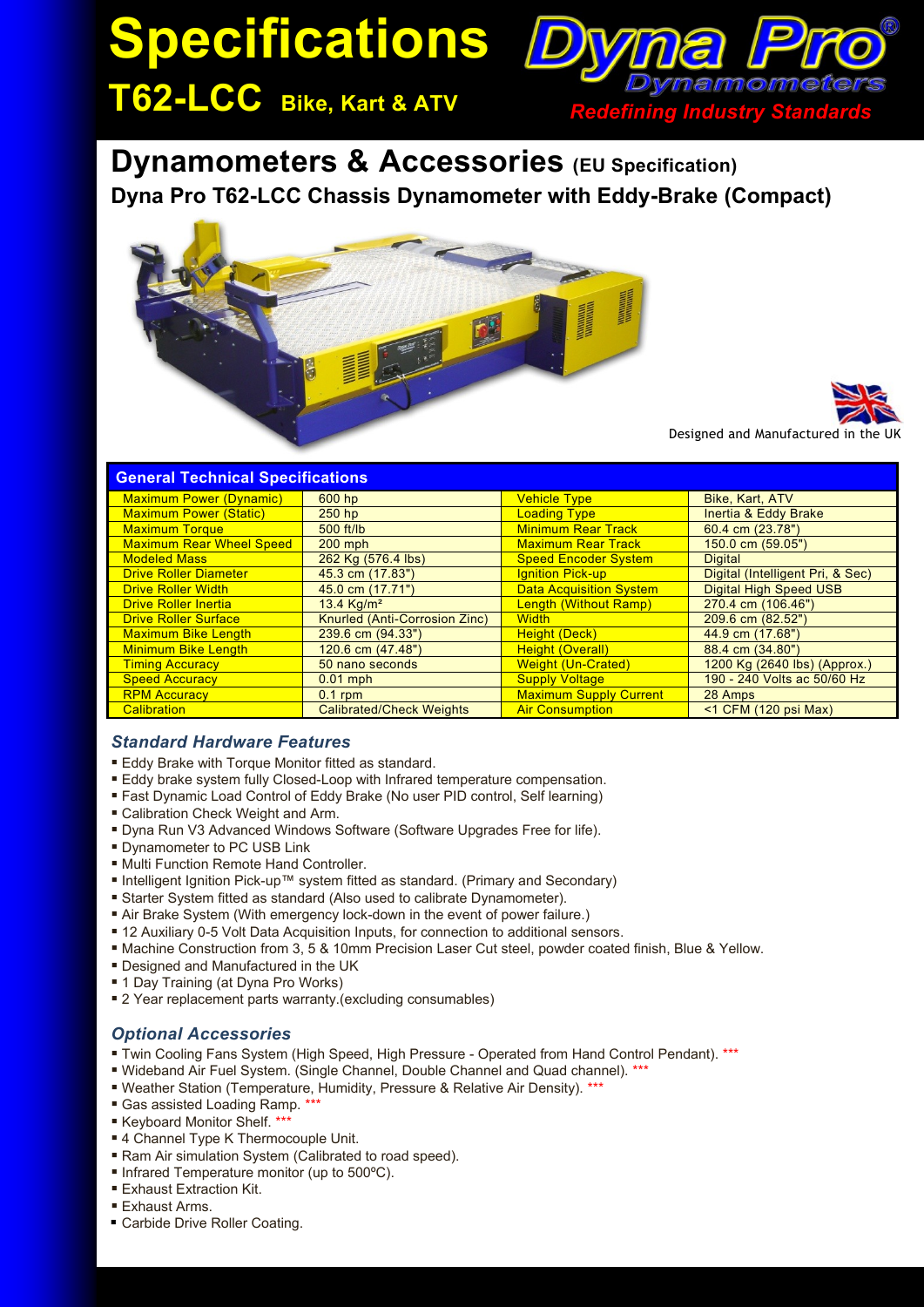# Specifications

## T62-LCC Bike, Kart & ATV

**Dyna Pro** Dynamometers

*Redefining Industry Standards*

# Dynamometers & Accessories (EU Specification)

## Dyna Pro T62-LCC Chassis Dynamometer with Eddy-Brake (Compact)

Designed and Manufactured in the UK

| General Technical Specifications | | | |
|---|---|---|---|
| Maximum Power (Dynamic) | 600 hp | Vehicle Type | Bike, Kart, ATV |
| Maximum Power (Static) | 250 hp | Loading Type | Inertia & Eddy Brake |
| Maximum Torque | 500 ft/lb | Minimum Rear Track | 60.4 cm (23.78") |
| Maximum Rear Wheel Speed | 200 mph | Maximum Rear Track | 150.0 cm (59.05") |
| Modeled Mass | 262 Kg (576.4 lbs) | Speed Encoder System | Digital |
| Drive Roller Diameter | 45.3 cm (17.83") | Ignition Pick-up | Digital (Intelligent Pri, & Sec) |
| Drive Roller Width | 45.0 cm (17.71") | Data Acquisition System | Digital High Speed USB |
| Drive Roller Inertia | 13.4 Kg/m² | Length (Without Ramp) | 270.4 cm (106.46") |
| Drive Roller Surface | Knurled (Anti-Corrosion Zinc) | Width | 209.6 cm (82.52") |
| Maximum Bike Length | 239.6 cm (94.33") | Height (Deck) | 44.9 cm (17.68") |
| Minimum Bike Length | 120.6 cm (47.48") | Height (Overall) | 88.4 cm (34.80") |
| Timing Accuracy | 50 nano seconds | Weight (Un-Crated) | 1200 Kg (2640 lbs) (Approx.) |
| Speed Accuracy | 0.01 mph | Supply Voltage | 190 - 240 Volts ac 50/60 Hz |
| RPM Accuracy | 0.1 rpm | Maximum Supply Current | 28 Amps |
| Calibration | Calibrated/Check Weights | Air Consumption | <1 CFM (120 psi Max) |

### *Standard Hardware Features*

- Eddy Brake with Torque Monitor fitted as standard.
- Eddy brake system fully Closed-Loop with Infrared temperature compensation.
- Fast Dynamic Load Control of Eddy Brake (No user PID control, Self learning)
- Calibration Check Weight and Arm.
- Dyna Run V3 Advanced Windows Software (Software Upgrades Free for life).
- Dynamometer to PC USB Link
- Multi Function Remote Hand Controller.
- Intelligent Ignition Pick-up™ system fitted as standard. (Primary and Secondary)
- Starter System fitted as standard (Also used to calibrate Dynamometer).
- Air Brake System (With emergency lock-down in the event of power failure.)
- 12 Auxiliary 0-5 Volt Data Acquisition Inputs, for connection to additional sensors.
- Machine Construction from 3, 5 & 10mm Precision Laser Cut steel, powder coated finish, Blue & Yellow.
- Designed and Manufactured in the UK
- 1 Day Training (at Dyna Pro Works)
- 2 Year replacement parts warranty.(excluding consumables)

### *Optional Accessories*

- Twin Cooling Fans System (High Speed, High Pressure - Operated from Hand Control Pendant). ***
- Wideband Air Fuel System. (Single Channel, Double Channel and Quad channel). ***
- Weather Station (Temperature, Humidity, Pressure & Relative Air Density). ***
- Gas assisted Loading Ramp. ***
- Keyboard Monitor Shelf. ***
- 4 Channel Type K Thermocouple Unit.
- Ram Air simulation System (Calibrated to road speed).
- Infrared Temperature monitor (up to 500ºC).
- Exhaust Extraction Kit.
- Exhaust Arms.
- Carbide Drive Roller Coating.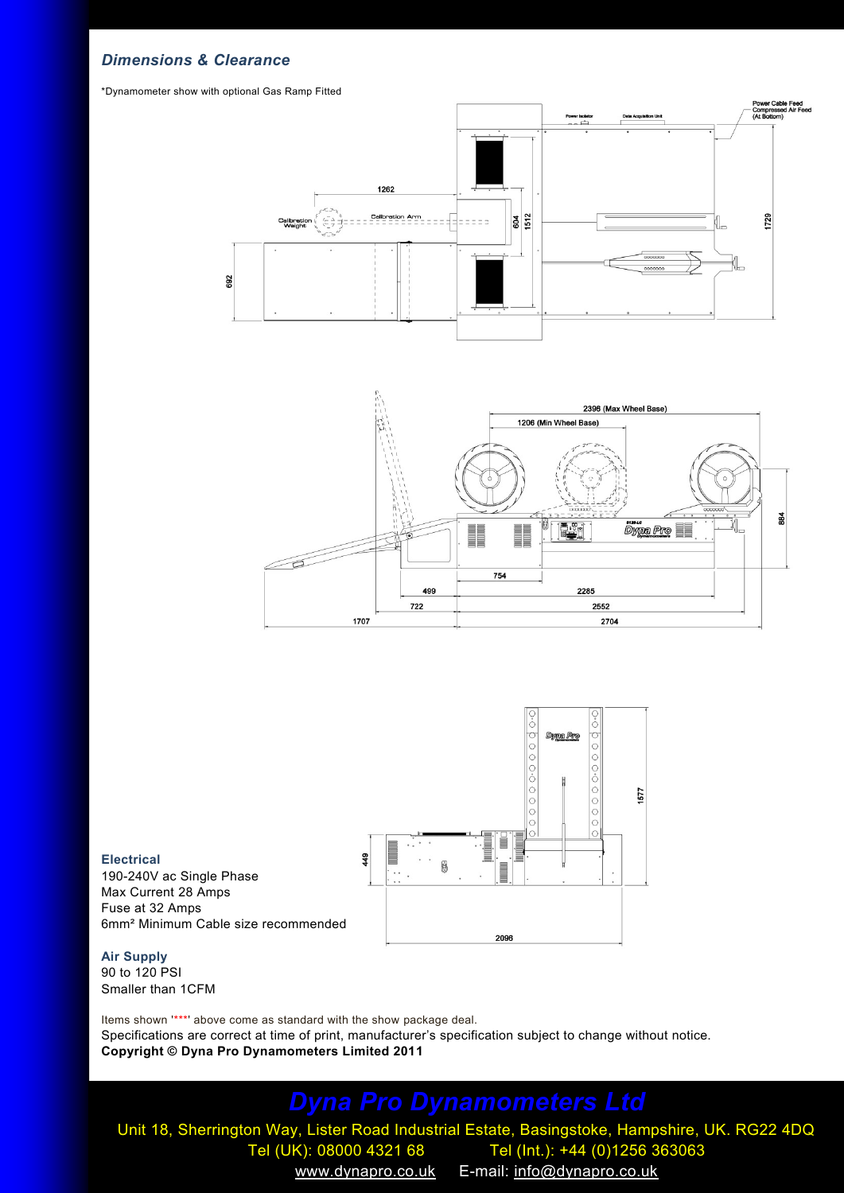## *Dimensions & Clearance*

\*Dynamometer show with optional Gas Ramp Fitted

Power Cable Feed
Compressed Air Feed
(At Bottom)

Power Isolator
Data Acquisition Unit

1262
Calibration Weight
Calibration Arm
604
1512
1729
692

2396 (Max Wheel Base)
1206 (Min Wheel Base)
884
754
499
2285
722
2552
1707
2704

1577
449
2096

**Electrical**
190-240V ac Single Phase
Max Current 28 Amps
Fuse at 32 Amps
6mm² Minimum Cable size recommended

**Air Supply**
90 to 120 PSI
Smaller than 1CFM

Items shown '\*\*\*' above come as standard with the show package deal.
Specifications are correct at time of print, manufacturer's specification subject to change without notice.
**Copyright © Dyna Pro Dynamometers Limited 2011**

## *Dyna Pro Dynamometers Ltd*

Unit 18, Sherrington Way, Lister Road Industrial Estate, Basingstoke, Hampshire, UK. RG22 4DQ
Tel (UK): 08000 4321 68 Tel (Int.): +44 (0)1256 363063
www.dynapro.co.uk E-mail: info@dynapro.co.uk